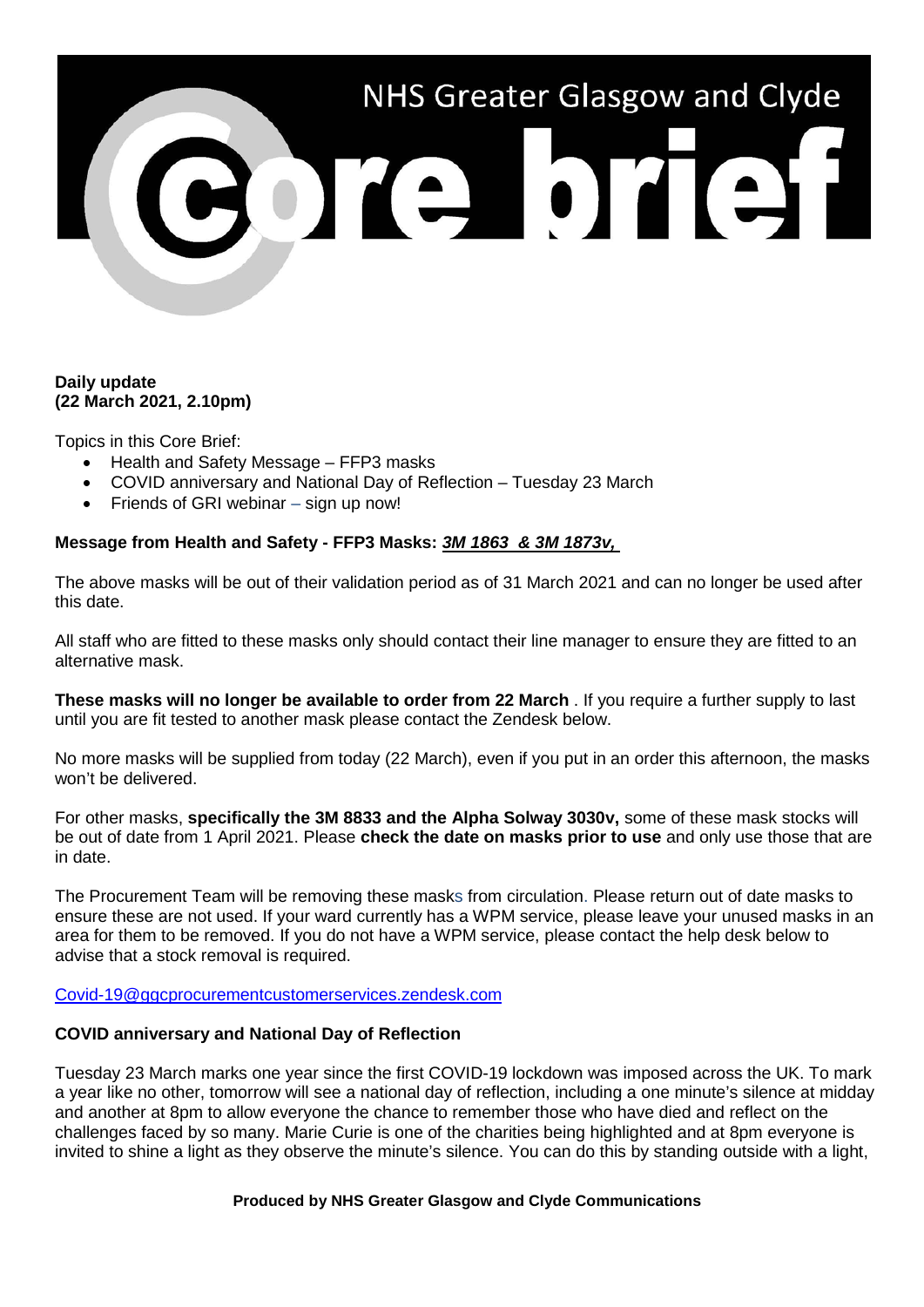# NHS Greater Glasgow and Clyde Core brief

**Daily update**
**(22 March 2021, 2.10pm)**

Topics in this Core Brief:

- Health and Safety Message – FFP3 masks
- COVID anniversary and National Day of Reflection – Tuesday 23 March
- Friends of GRI webinar – sign up now!

**Message from Health and Safety - FFP3 Masks: *3M 1863 & 3M 1873v,***

The above masks will be out of their validation period as of 31 March 2021 and can no longer be used after this date.

All staff who are fitted to these masks only should contact their line manager to ensure they are fitted to an alternative mask.

**These masks will no longer be available to order from 22 March** . If you require a further supply to last until you are fit tested to another mask please contact the Zendesk below.

No more masks will be supplied from today (22 March), even if you put in an order this afternoon, the masks won't be delivered.

For other masks, **specifically the 3M 8833 and the Alpha Solway 3030v,** some of these mask stocks will be out of date from 1 April 2021. Please **check the date on masks prior to use** and only use those that are in date.

The Procurement Team will be removing these masks from circulation. Please return out of date masks to ensure these are not used. If your ward currently has a WPM service, please leave your unused masks in an area for them to be removed. If you do not have a WPM service, please contact the help desk below to advise that a stock removal is required.

Covid-19@ggcprocurementcustomerservices.zendesk.com

**COVID anniversary and National Day of Reflection**

Tuesday 23 March marks one year since the first COVID-19 lockdown was imposed across the UK. To mark a year like no other, tomorrow will see a national day of reflection, including a one minute's silence at midday and another at 8pm to allow everyone the chance to remember those who have died and reflect on the challenges faced by so many. Marie Curie is one of the charities being highlighted and at 8pm everyone is invited to shine a light as they observe the minute's silence. You can do this by standing outside with a light,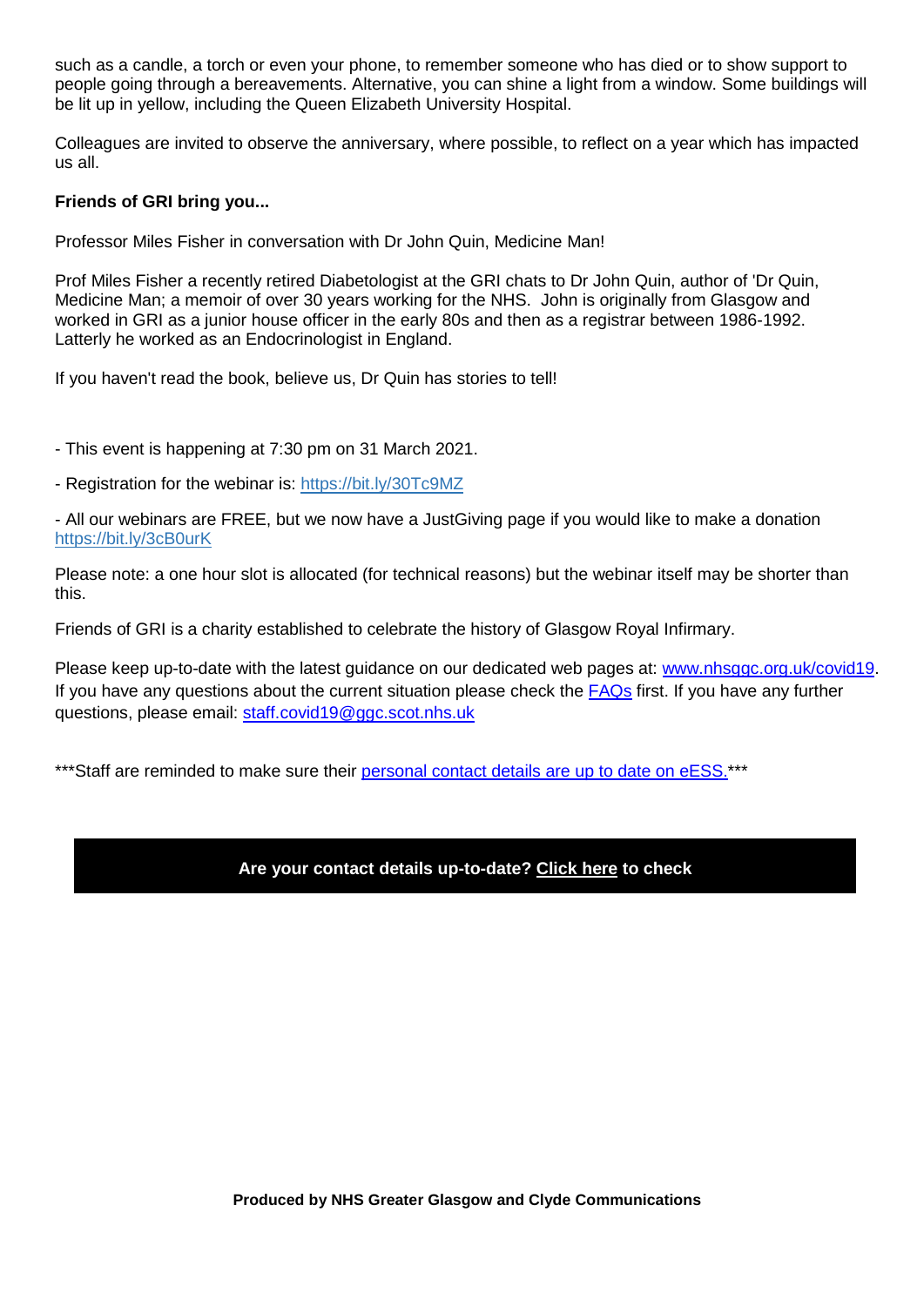such as a candle, a torch or even your phone, to remember someone who has died or to show support to people going through a bereavements. Alternative, you can shine a light from a window. Some buildings will be lit up in yellow, including the Queen Elizabeth University Hospital.

Colleagues are invited to observe the anniversary, where possible, to reflect on a year which has impacted us all.

**Friends of GRI bring you...**

Professor Miles Fisher in conversation with Dr John Quin, Medicine Man!

Prof Miles Fisher a recently retired Diabetologist at the GRI chats to Dr John Quin, author of 'Dr Quin, Medicine Man; a memoir of over 30 years working for the NHS. John is originally from Glasgow and worked in GRI as a junior house officer in the early 80s and then as a registrar between 1986-1992. Latterly he worked as an Endocrinologist in England.

If you haven't read the book, believe us, Dr Quin has stories to tell!

- This event is happening at 7:30 pm on 31 March 2021.

- Registration for the webinar is: https://bit.ly/30Tc9MZ

- All our webinars are FREE, but we now have a JustGiving page if you would like to make a donation https://bit.ly/3cB0urK

Please note: a one hour slot is allocated (for technical reasons) but the webinar itself may be shorter than this.

Friends of GRI is a charity established to celebrate the history of Glasgow Royal Infirmary.

Please keep up-to-date with the latest guidance on our dedicated web pages at: www.nhsggc.org.uk/covid19. If you have any questions about the current situation please check the FAQs first. If you have any further questions, please email: staff.covid19@ggc.scot.nhs.uk

***Staff are reminded to make sure their personal contact details are up to date on eESS.***

**Are your contact details up-to-date? Click here to check**

**Produced by NHS Greater Glasgow and Clyde Communications**